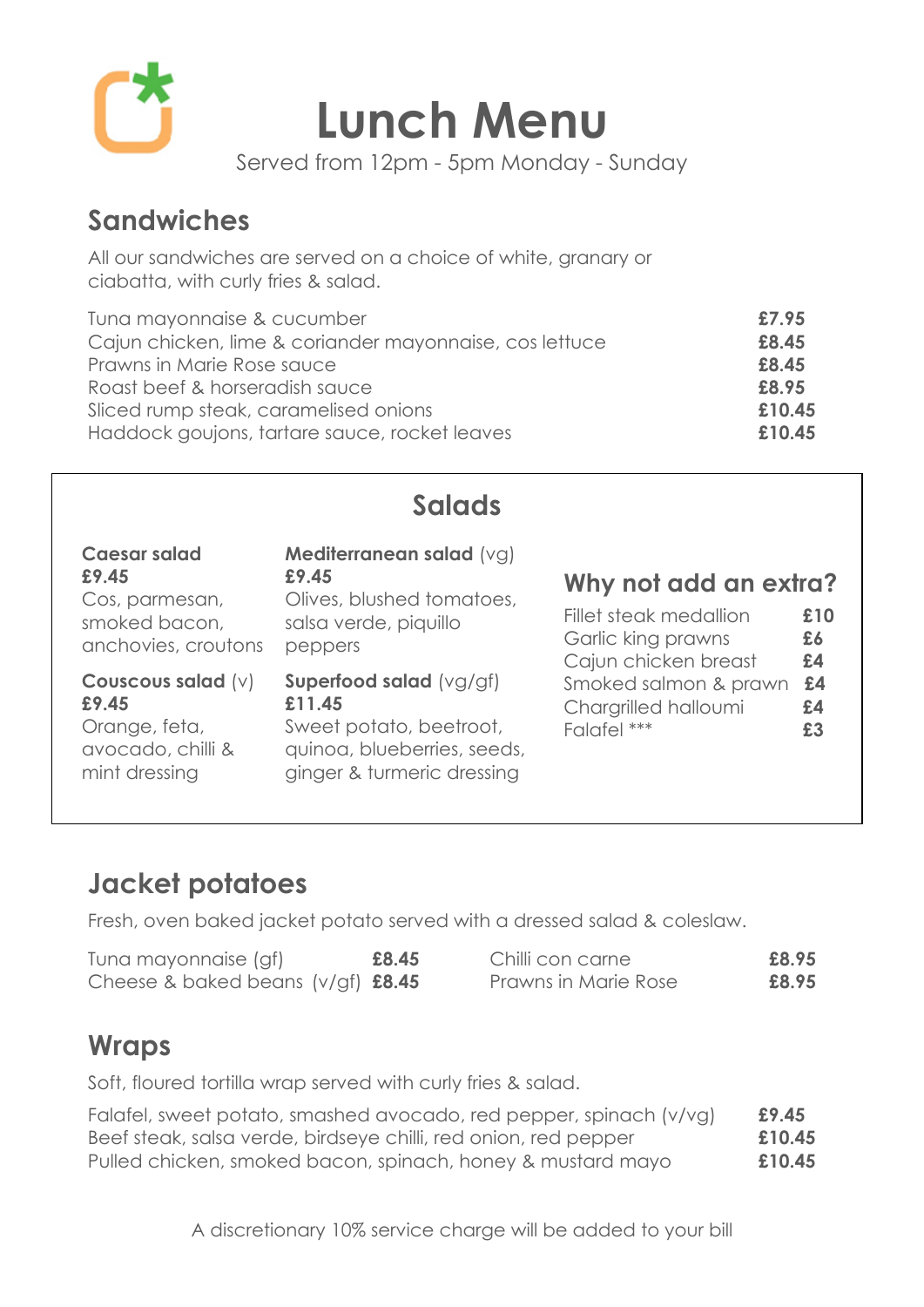# Lunch Menu

Served from 12pm - 5pm Monday - Sunday

## Sandwiches

All our sandwiches are served on a choice of white, granary or ciabatta, with curly fries & salad.

| | |
|---|---|
| Tuna mayonnaise & cucumber | **£7.95** |
| Cajun chicken, lime & coriander mayonnaise, cos lettuce | **£8.45** |
| Prawns in Marie Rose sauce | **£8.45** |
| Roast beef & horseradish sauce | **£8.95** |
| Sliced rump steak, caramelised onions | **£10.45** |
| Haddock goujons, tartare sauce, rocket leaves | **£10.45** |

## Salads

**Caesar salad**
**£9.45**
Cos, parmesan, smoked bacon, anchovies, croutons

**Couscous salad** (v)
**£9.45**
Orange, feta, avocado, chilli & mint dressing

**Mediterranean salad** (vg)
**£9.45**
Olives, blushed tomatoes, salsa verde, piquillo peppers

**Superfood salad** (vg/gf)
**£11.45**
Sweet potato, beetroot, quinoa, blueberries, seeds, ginger & turmeric dressing

### Why not add an extra?

| | |
|---|---|
| Fillet steak medallion | **£10** |
| Garlic king prawns | **£6** |
| Cajun chicken breast | **£4** |
| Smoked salmon & prawn | **£4** |
| Chargrilled halloumi | **£4** |
| Falafel *** | **£3** |

## Jacket potatoes

Fresh, oven baked jacket potato served with a dressed salad & coleslaw.

| | |
|---|---|
| Tuna mayonnaise (gf) | **£8.45** |
| Cheese & baked beans (v/gf) | **£8.45** |
| Chilli con carne | **£8.95** |
| Prawns in Marie Rose | **£8.95** |

## Wraps

Soft, floured tortilla wrap served with curly fries & salad.

| | |
|---|---|
| Falafel, sweet potato, smashed avocado, red pepper, spinach (v/vg) | **£9.45** |
| Beef steak, salsa verde, birdseye chilli, red onion, red pepper | **£10.45** |
| Pulled chicken, smoked bacon, spinach, honey & mustard mayo | **£10.45** |

A discretionary 10% service charge will be added to your bill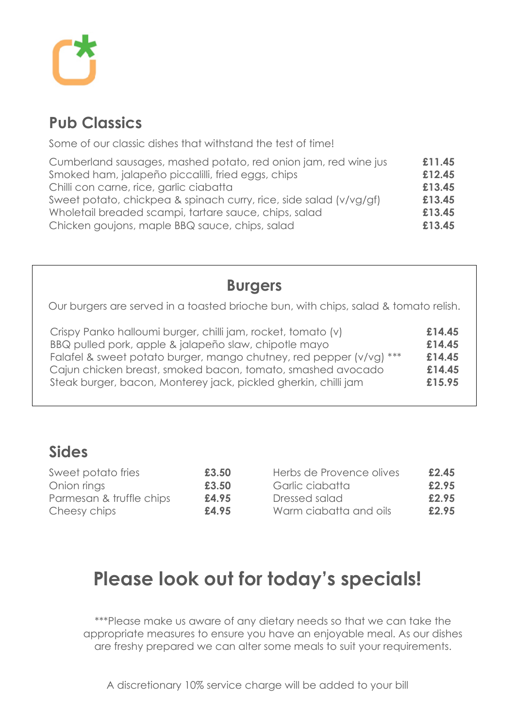## Pub Classics

Some of our classic dishes that withstand the test of time!

| | |
|---|---|
| Cumberland sausages, mashed potato, red onion jam, red wine jus | **£11.45** |
| Smoked ham, jalapeño piccalilli, fried eggs, chips | **£12.45** |
| Chilli con carne, rice, garlic ciabatta | **£13.45** |
| Sweet potato, chickpea & spinach curry, rice, side salad (v/vg/gf) | **£13.45** |
| Wholetail breaded scampi, tartare sauce, chips, salad | **£13.45** |
| Chicken goujons, maple BBQ sauce, chips, salad | **£13.45** |

## Burgers

Our burgers are served in a toasted brioche bun, with chips, salad & tomato relish.

| | |
|---|---|
| Crispy Panko halloumi burger, chilli jam, rocket, tomato (v) | **£14.45** |
| BBQ pulled pork, apple & jalapeño slaw, chipotle mayo | **£14.45** |
| Falafel & sweet potato burger, mango chutney, red pepper (v/vg) *** | **£14.45** |
| Cajun chicken breast, smoked bacon, tomato, smashed avocado | **£14.45** |
| Steak burger, bacon, Monterey jack, pickled gherkin, chilli jam | **£15.95** |

## Sides

| | | | |
|---|---|---|---|
| Sweet potato fries | **£3.50** | Herbs de Provence olives | **£2.45** |
| Onion rings | **£3.50** | Garlic ciabatta | **£2.95** |
| Parmesan & truffle chips | **£4.95** | Dressed salad | **£2.95** |
| Cheesy chips | **£4.95** | Warm ciabatta and oils | **£2.95** |

# Please look out for today's specials!

***Please make us aware of any dietary needs so that we can take the appropriate measures to ensure you have an enjoyable meal. As our dishes are freshy prepared we can alter some meals to suit your requirements.

A discretionary 10% service charge will be added to your bill